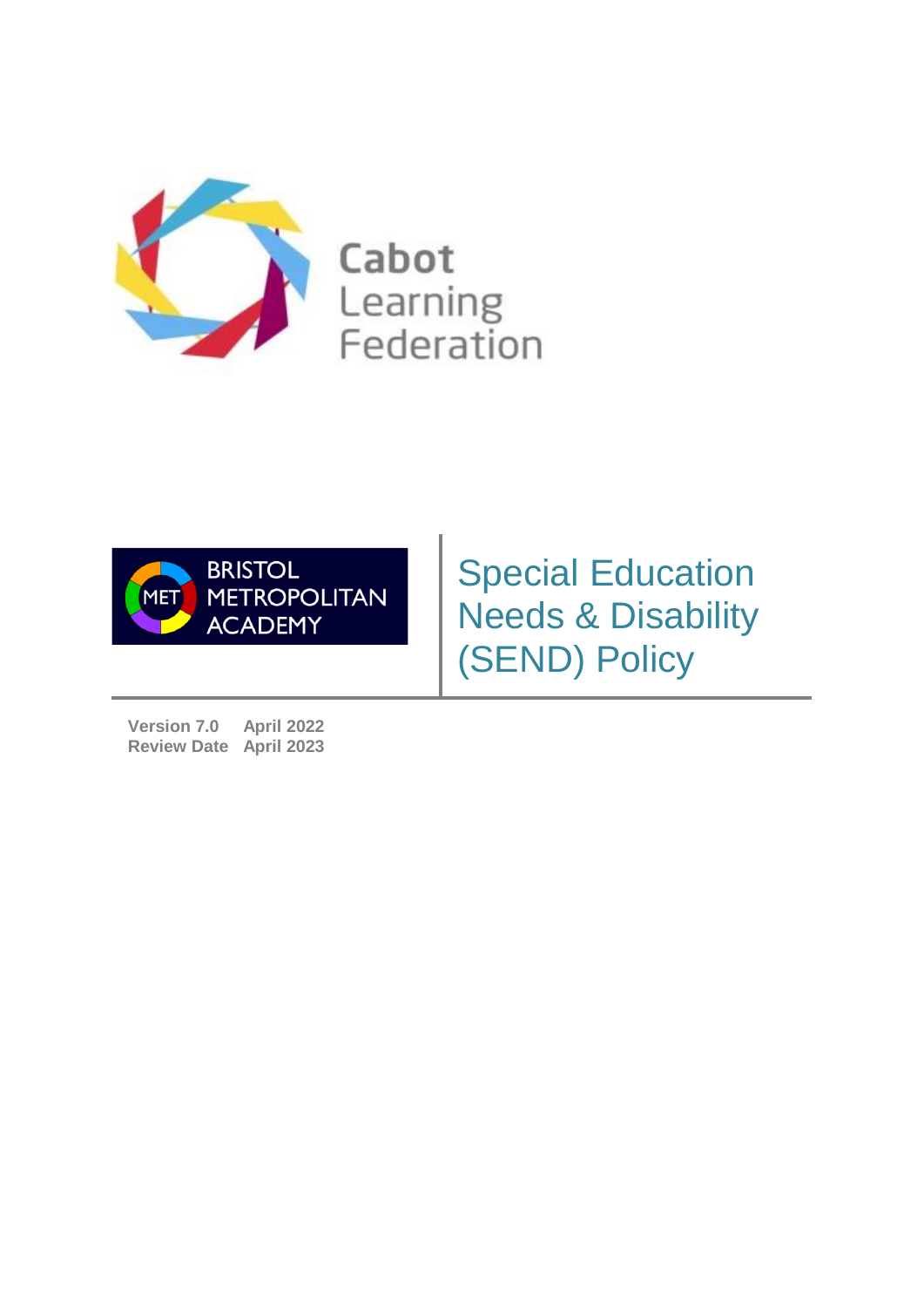Cabot Learning Federation

BRISTOL METROPOLITAN ACADEMY

# Special Education Needs & Disability (SEND) Policy

| | |
|---|---|
| **Version 7.0** | **April 2022** |
| **Review Date** | **April 2023** |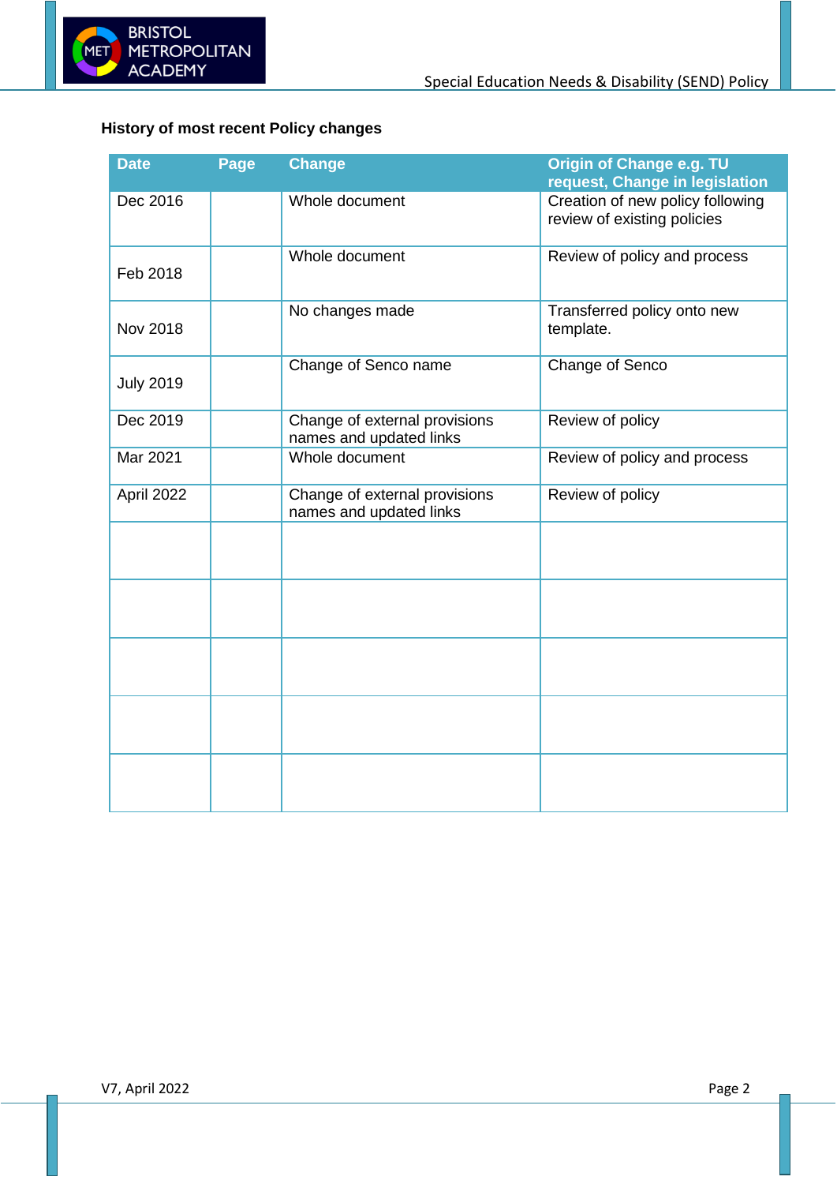**History of most recent Policy changes**

| Date | Page | Change | Origin of Change e.g. TU request, Change in legislation |
|---|---|---|---|
| Dec 2016 | | Whole document | Creation of new policy following review of existing policies |
| Feb 2018 | | Whole document | Review of policy and process |
| Nov 2018 | | No changes made | Transferred policy onto new template. |
| July 2019 | | Change of Senco name | Change of Senco |
| Dec 2019 | | Change of external provisions names and updated links | Review of policy |
| Mar 2021 | | Whole document | Review of policy and process |
| April 2022 | | Change of external provisions names and updated links | Review of policy |
| | | | |
| | | | |
| | | | |
| | | | |
| | | | |

V7, April 2022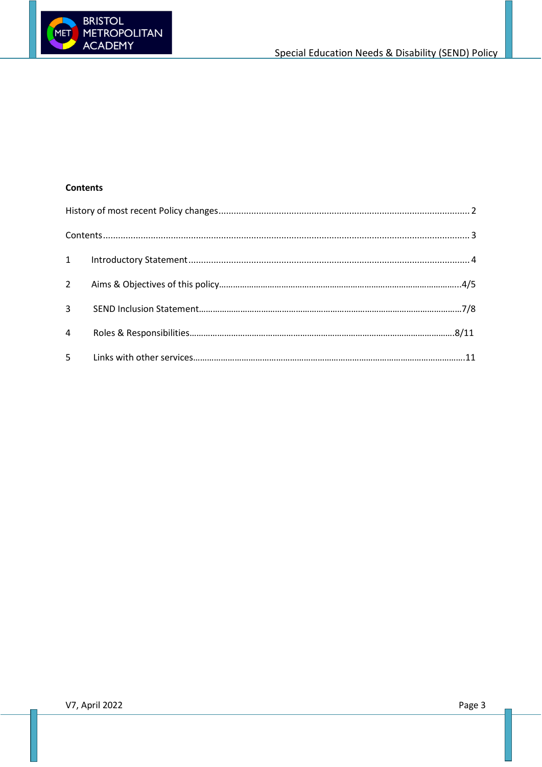**Contents**

History of most recent Policy changes ........................................................................................ 2

Contents ........................................................................................................................................ 3

1 Introductory Statement ............................................................................................................. 4

2 Aims & Objectives of this policy ............................................................................................. 4/5

3 SEND Inclusion Statement ..................................................................................................... 7/8

4 Roles & Responsibilities ........................................................................................................ 8/11

5 Links with other services ........................................................................................................ 11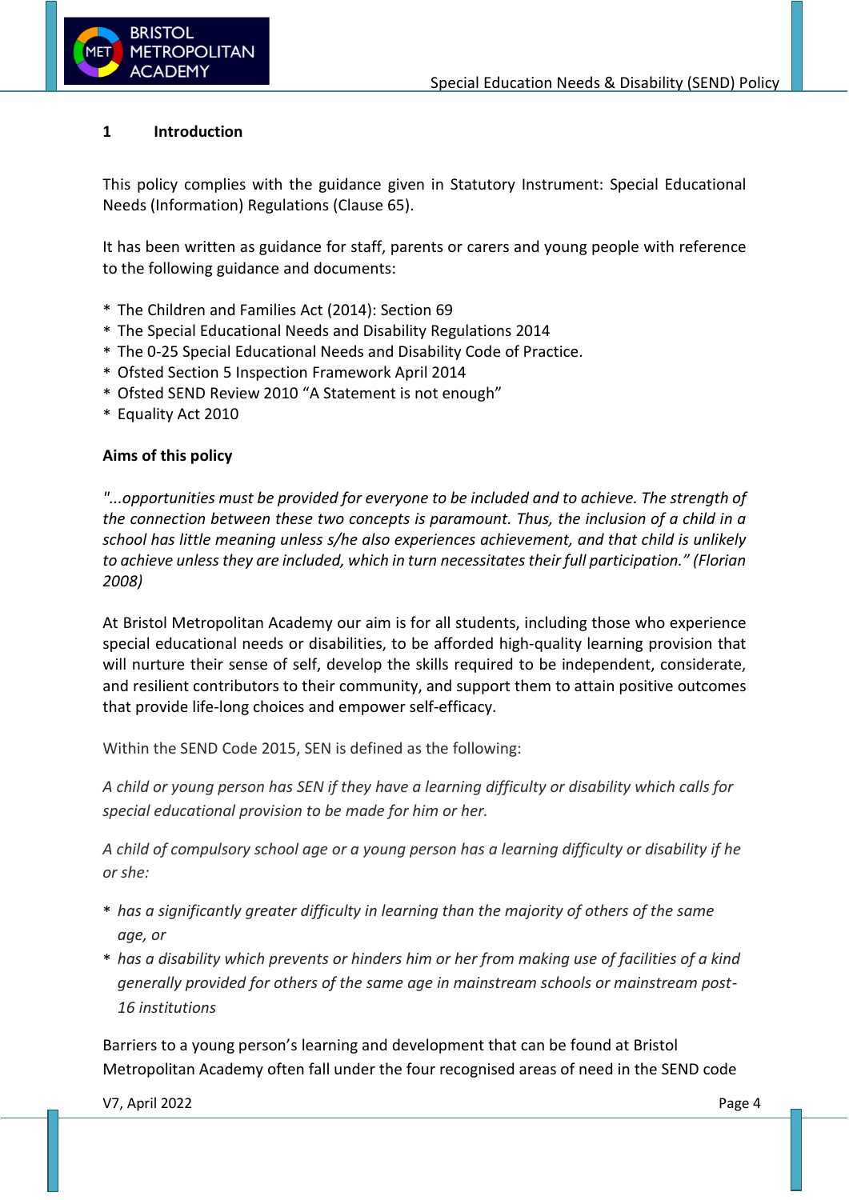## 1 Introduction

This policy complies with the guidance given in Statutory Instrument: Special Educational Needs (Information) Regulations (Clause 65).

It has been written as guidance for staff, parents or carers and young people with reference to the following guidance and documents:

* The Children and Families Act (2014): Section 69
* The Special Educational Needs and Disability Regulations 2014
* The 0-25 Special Educational Needs and Disability Code of Practice.
* Ofsted Section 5 Inspection Framework April 2014
* Ofsted SEND Review 2010 "A Statement is not enough"
* Equality Act 2010

**Aims of this policy**

*"...opportunities must be provided for everyone to be included and to achieve. The strength of the connection between these two concepts is paramount. Thus, the inclusion of a child in a school has little meaning unless s/he also experiences achievement, and that child is unlikely to achieve unless they are included, which in turn necessitates their full participation." (Florian 2008)*

At Bristol Metropolitan Academy our aim is for all students, including those who experience special educational needs or disabilities, to be afforded high-quality learning provision that will nurture their sense of self, develop the skills required to be independent, considerate, and resilient contributors to their community, and support them to attain positive outcomes that provide life-long choices and empower self-efficacy.

Within the SEND Code 2015, SEN is defined as the following:

*A child or young person has SEN if they have a learning difficulty or disability which calls for special educational provision to be made for him or her.*

*A child of compulsory school age or a young person has a learning difficulty or disability if he or she:*

* *has a significantly greater difficulty in learning than the majority of others of the same age, or*
* *has a disability which prevents or hinders him or her from making use of facilities of a kind generally provided for others of the same age in mainstream schools or mainstream post-16 institutions*

Barriers to a young person's learning and development that can be found at Bristol Metropolitan Academy often fall under the four recognised areas of need in the SEND code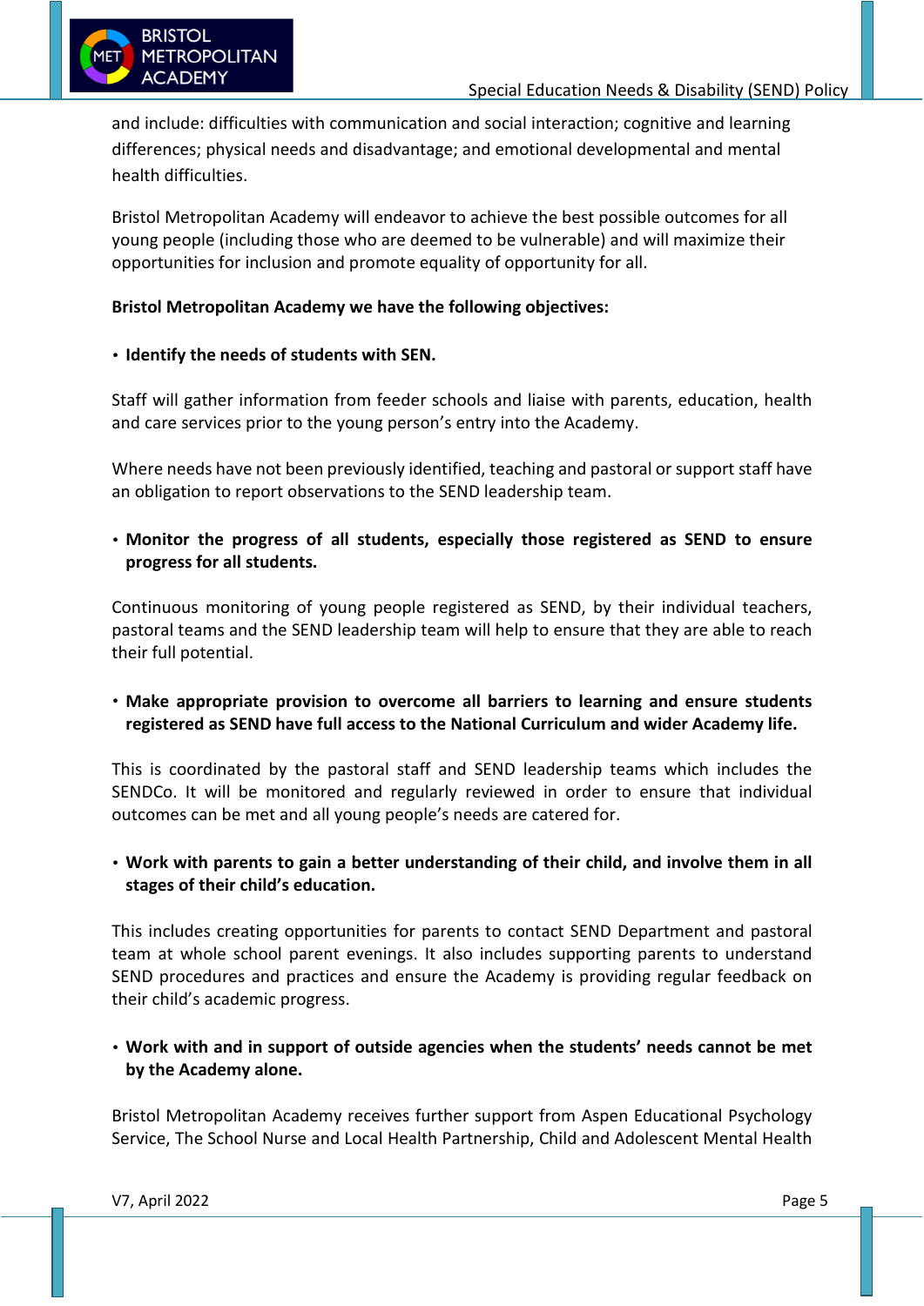and include: difficulties with communication and social interaction; cognitive and learning differences; physical needs and disadvantage; and emotional developmental and mental health difficulties.

Bristol Metropolitan Academy will endeavor to achieve the best possible outcomes for all young people (including those who are deemed to be vulnerable) and will maximize their opportunities for inclusion and promote equality of opportunity for all.

**Bristol Metropolitan Academy we have the following objectives:**

- **Identify the needs of students with SEN.**

Staff will gather information from feeder schools and liaise with parents, education, health and care services prior to the young person's entry into the Academy.

Where needs have not been previously identified, teaching and pastoral or support staff have an obligation to report observations to the SEND leadership team.

- **Monitor the progress of all students, especially those registered as SEND to ensure progress for all students.**

Continuous monitoring of young people registered as SEND, by their individual teachers, pastoral teams and the SEND leadership team will help to ensure that they are able to reach their full potential.

- **Make appropriate provision to overcome all barriers to learning and ensure students registered as SEND have full access to the National Curriculum and wider Academy life.**

This is coordinated by the pastoral staff and SEND leadership teams which includes the SENDCo. It will be monitored and regularly reviewed in order to ensure that individual outcomes can be met and all young people's needs are catered for.

- **Work with parents to gain a better understanding of their child, and involve them in all stages of their child's education.**

This includes creating opportunities for parents to contact SEND Department and pastoral team at whole school parent evenings. It also includes supporting parents to understand SEND procedures and practices and ensure the Academy is providing regular feedback on their child's academic progress.

- **Work with and in support of outside agencies when the students' needs cannot be met by the Academy alone.**

Bristol Metropolitan Academy receives further support from Aspen Educational Psychology Service, The School Nurse and Local Health Partnership, Child and Adolescent Mental Health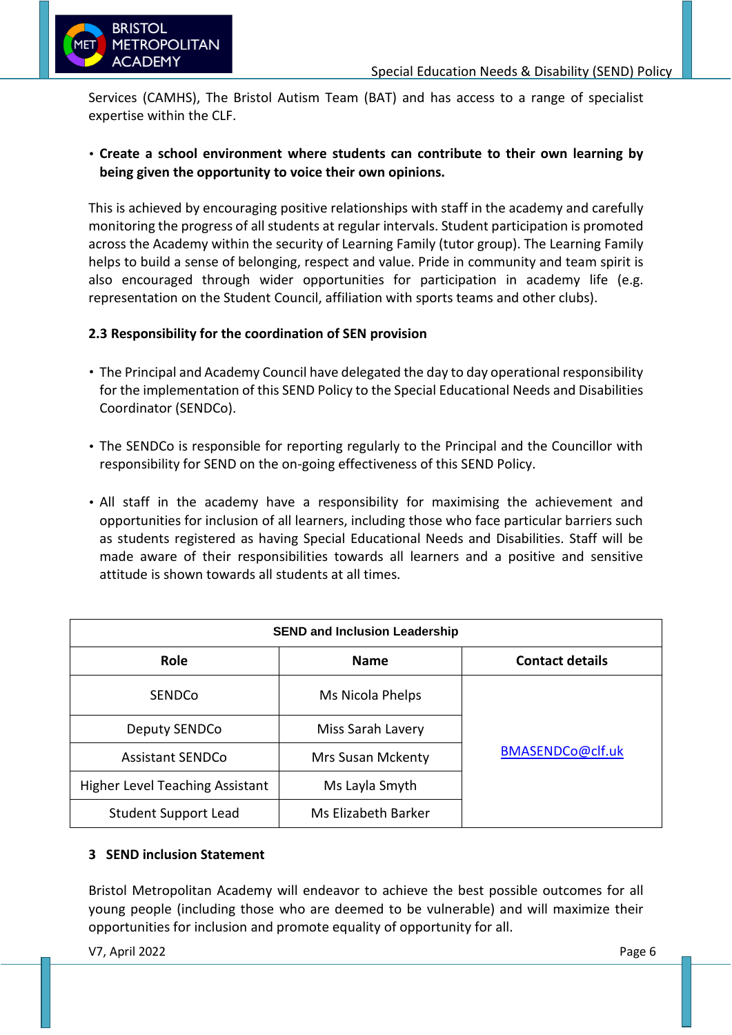Services (CAMHS), The Bristol Autism Team (BAT) and has access to a range of specialist expertise within the CLF.

- **Create a school environment where students can contribute to their own learning by being given the opportunity to voice their own opinions.**

This is achieved by encouraging positive relationships with staff in the academy and carefully monitoring the progress of all students at regular intervals. Student participation is promoted across the Academy within the security of Learning Family (tutor group). The Learning Family helps to build a sense of belonging, respect and value. Pride in community and team spirit is also encouraged through wider opportunities for participation in academy life (e.g. representation on the Student Council, affiliation with sports teams and other clubs).

### 2.3 Responsibility for the coordination of SEN provision

- The Principal and Academy Council have delegated the day to day operational responsibility for the implementation of this SEND Policy to the Special Educational Needs and Disabilities Coordinator (SENDCo).

- The SENDCo is responsible for reporting regularly to the Principal and the Councillor with responsibility for SEND on the on-going effectiveness of this SEND Policy.

- All staff in the academy have a responsibility for maximising the achievement and opportunities for inclusion of all learners, including those who face particular barriers such as students registered as having Special Educational Needs and Disabilities. Staff will be made aware of their responsibilities towards all learners and a positive and sensitive attitude is shown towards all students at all times.

| SEND and Inclusion Leadership | | |
|---|---|---|
| **Role** | **Name** | **Contact details** |
| SENDCo | Ms Nicola Phelps | BMASENDCo@clf.uk |
| Deputy SENDCo | Miss Sarah Lavery | |
| Assistant SENDCo | Mrs Susan Mckenty | |
| Higher Level Teaching Assistant | Ms Layla Smyth | |
| Student Support Lead | Ms Elizabeth Barker | |

## 3 SEND inclusion Statement

Bristol Metropolitan Academy will endeavor to achieve the best possible outcomes for all young people (including those who are deemed to be vulnerable) and will maximize their opportunities for inclusion and promote equality of opportunity for all.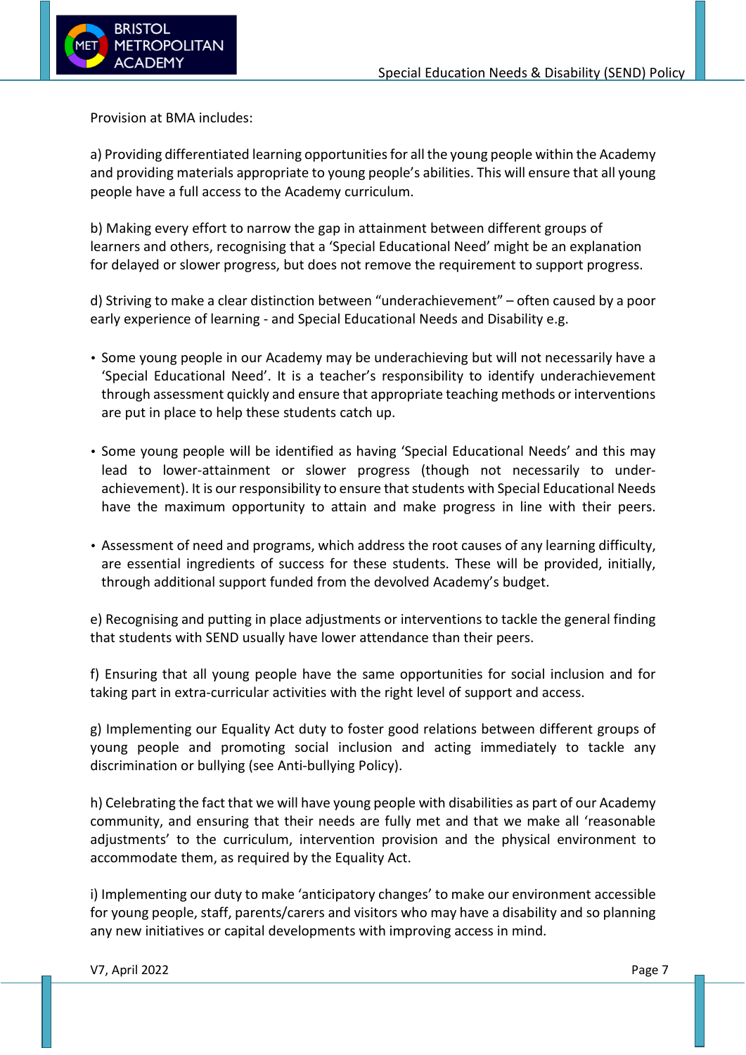Provision at BMA includes:

a) Providing differentiated learning opportunities for all the young people within the Academy and providing materials appropriate to young people's abilities. This will ensure that all young people have a full access to the Academy curriculum.

b) Making every effort to narrow the gap in attainment between different groups of learners and others, recognising that a 'Special Educational Need' might be an explanation for delayed or slower progress, but does not remove the requirement to support progress.

d) Striving to make a clear distinction between "underachievement" – often caused by a poor early experience of learning - and Special Educational Needs and Disability e.g.

- Some young people in our Academy may be underachieving but will not necessarily have a 'Special Educational Need'. It is a teacher's responsibility to identify underachievement through assessment quickly and ensure that appropriate teaching methods or interventions are put in place to help these students catch up.

- Some young people will be identified as having 'Special Educational Needs' and this may lead to lower-attainment or slower progress (though not necessarily to under-achievement). It is our responsibility to ensure that students with Special Educational Needs have the maximum opportunity to attain and make progress in line with their peers.

- Assessment of need and programs, which address the root causes of any learning difficulty, are essential ingredients of success for these students. These will be provided, initially, through additional support funded from the devolved Academy's budget.

e) Recognising and putting in place adjustments or interventions to tackle the general finding that students with SEND usually have lower attendance than their peers.

f) Ensuring that all young people have the same opportunities for social inclusion and for taking part in extra-curricular activities with the right level of support and access.

g) Implementing our Equality Act duty to foster good relations between different groups of young people and promoting social inclusion and acting immediately to tackle any discrimination or bullying (see Anti-bullying Policy).

h) Celebrating the fact that we will have young people with disabilities as part of our Academy community, and ensuring that their needs are fully met and that we make all 'reasonable adjustments' to the curriculum, intervention provision and the physical environment to accommodate them, as required by the Equality Act.

i) Implementing our duty to make 'anticipatory changes' to make our environment accessible for young people, staff, parents/carers and visitors who may have a disability and so planning any new initiatives or capital developments with improving access in mind.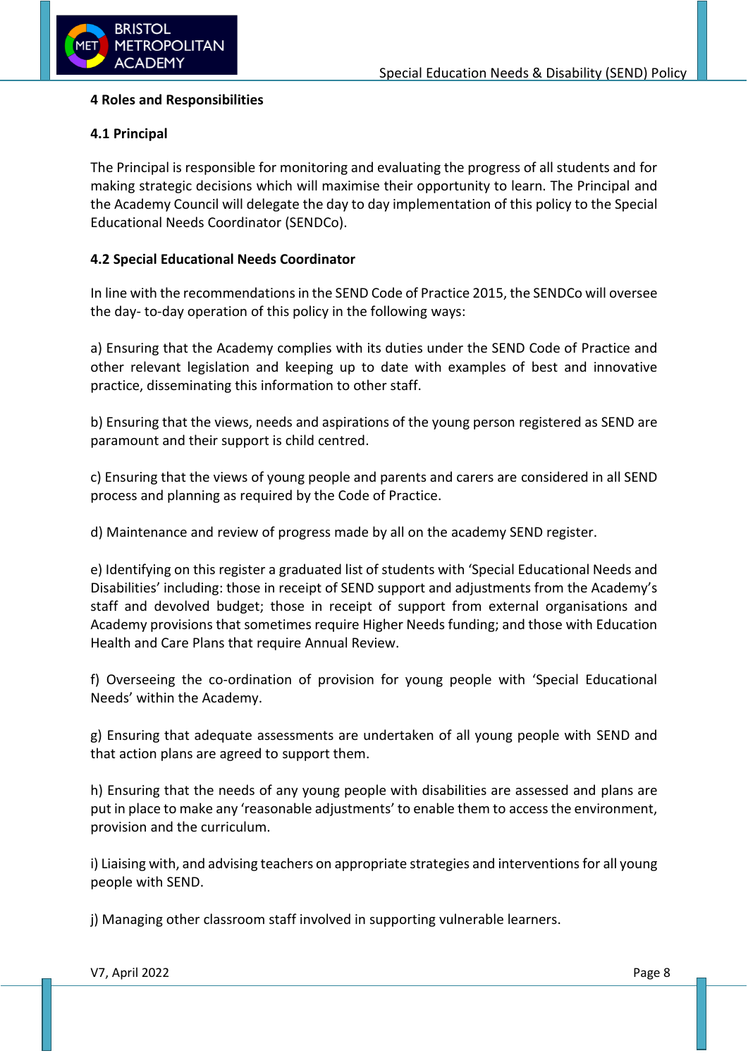## 4 Roles and Responsibilities

### 4.1 Principal

The Principal is responsible for monitoring and evaluating the progress of all students and for making strategic decisions which will maximise their opportunity to learn. The Principal and the Academy Council will delegate the day to day implementation of this policy to the Special Educational Needs Coordinator (SENDCo).

### 4.2 Special Educational Needs Coordinator

In line with the recommendations in the SEND Code of Practice 2015, the SENDCo will oversee the day- to-day operation of this policy in the following ways:

a) Ensuring that the Academy complies with its duties under the SEND Code of Practice and other relevant legislation and keeping up to date with examples of best and innovative practice, disseminating this information to other staff.

b) Ensuring that the views, needs and aspirations of the young person registered as SEND are paramount and their support is child centred.

c) Ensuring that the views of young people and parents and carers are considered in all SEND process and planning as required by the Code of Practice.

d) Maintenance and review of progress made by all on the academy SEND register.

e) Identifying on this register a graduated list of students with 'Special Educational Needs and Disabilities' including: those in receipt of SEND support and adjustments from the Academy's staff and devolved budget; those in receipt of support from external organisations and Academy provisions that sometimes require Higher Needs funding; and those with Education Health and Care Plans that require Annual Review.

f) Overseeing the co-ordination of provision for young people with 'Special Educational Needs' within the Academy.

g) Ensuring that adequate assessments are undertaken of all young people with SEND and that action plans are agreed to support them.

h) Ensuring that the needs of any young people with disabilities are assessed and plans are put in place to make any 'reasonable adjustments' to enable them to access the environment, provision and the curriculum.

i) Liaising with, and advising teachers on appropriate strategies and interventions for all young people with SEND.

j) Managing other classroom staff involved in supporting vulnerable learners.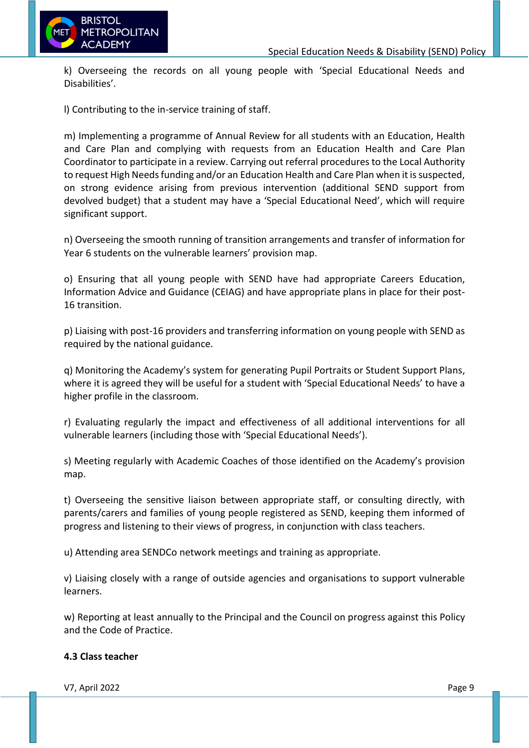k) Overseeing the records on all young people with 'Special Educational Needs and Disabilities'.

l) Contributing to the in-service training of staff.

m) Implementing a programme of Annual Review for all students with an Education, Health and Care Plan and complying with requests from an Education Health and Care Plan Coordinator to participate in a review. Carrying out referral procedures to the Local Authority to request High Needs funding and/or an Education Health and Care Plan when it is suspected, on strong evidence arising from previous intervention (additional SEND support from devolved budget) that a student may have a 'Special Educational Need', which will require significant support.

n) Overseeing the smooth running of transition arrangements and transfer of information for Year 6 students on the vulnerable learners' provision map.

o) Ensuring that all young people with SEND have had appropriate Careers Education, Information Advice and Guidance (CEIAG) and have appropriate plans in place for their post-16 transition.

p) Liaising with post-16 providers and transferring information on young people with SEND as required by the national guidance.

q) Monitoring the Academy's system for generating Pupil Portraits or Student Support Plans, where it is agreed they will be useful for a student with 'Special Educational Needs' to have a higher profile in the classroom.

r) Evaluating regularly the impact and effectiveness of all additional interventions for all vulnerable learners (including those with 'Special Educational Needs').

s) Meeting regularly with Academic Coaches of those identified on the Academy's provision map.

t) Overseeing the sensitive liaison between appropriate staff, or consulting directly, with parents/carers and families of young people registered as SEND, keeping them informed of progress and listening to their views of progress, in conjunction with class teachers.

u) Attending area SENDCo network meetings and training as appropriate.

v) Liaising closely with a range of outside agencies and organisations to support vulnerable learners.

w) Reporting at least annually to the Principal and the Council on progress against this Policy and the Code of Practice.

### 4.3 Class teacher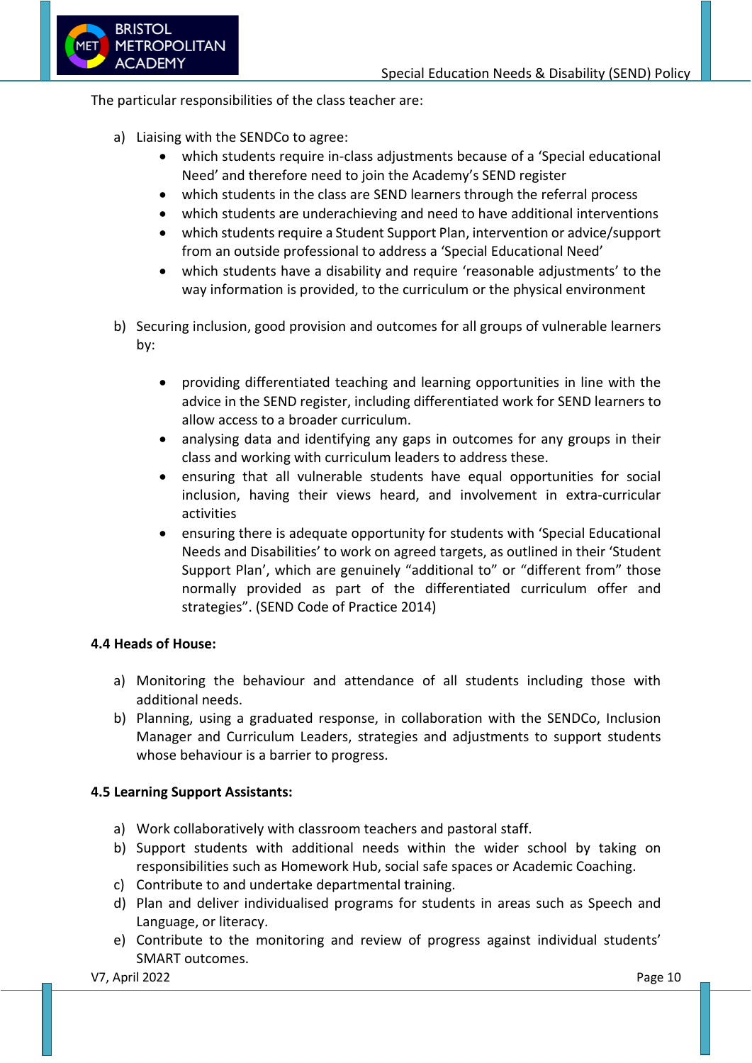The particular responsibilities of the class teacher are:

a) Liaising with the SENDCo to agree:
   - which students require in-class adjustments because of a 'Special educational Need' and therefore need to join the Academy's SEND register
   - which students in the class are SEND learners through the referral process
   - which students are underachieving and need to have additional interventions
   - which students require a Student Support Plan, intervention or advice/support from an outside professional to address a 'Special Educational Need'
   - which students have a disability and require 'reasonable adjustments' to the way information is provided, to the curriculum or the physical environment

b) Securing inclusion, good provision and outcomes for all groups of vulnerable learners by:

   - providing differentiated teaching and learning opportunities in line with the advice in the SEND register, including differentiated work for SEND learners to allow access to a broader curriculum.
   - analysing data and identifying any gaps in outcomes for any groups in their class and working with curriculum leaders to address these.
   - ensuring that all vulnerable students have equal opportunities for social inclusion, having their views heard, and involvement in extra-curricular activities
   - ensuring there is adequate opportunity for students with 'Special Educational Needs and Disabilities' to work on agreed targets, as outlined in their 'Student Support Plan', which are genuinely "additional to" or "different from" those normally provided as part of the differentiated curriculum offer and strategies". (SEND Code of Practice 2014)

**4.4 Heads of House:**

a) Monitoring the behaviour and attendance of all students including those with additional needs.
b) Planning, using a graduated response, in collaboration with the SENDCo, Inclusion Manager and Curriculum Leaders, strategies and adjustments to support students whose behaviour is a barrier to progress.

**4.5 Learning Support Assistants:**

a) Work collaboratively with classroom teachers and pastoral staff.
b) Support students with additional needs within the wider school by taking on responsibilities such as Homework Hub, social safe spaces or Academic Coaching.
c) Contribute to and undertake departmental training.
d) Plan and deliver individualised programs for students in areas such as Speech and Language, or literacy.
e) Contribute to the monitoring and review of progress against individual students' SMART outcomes.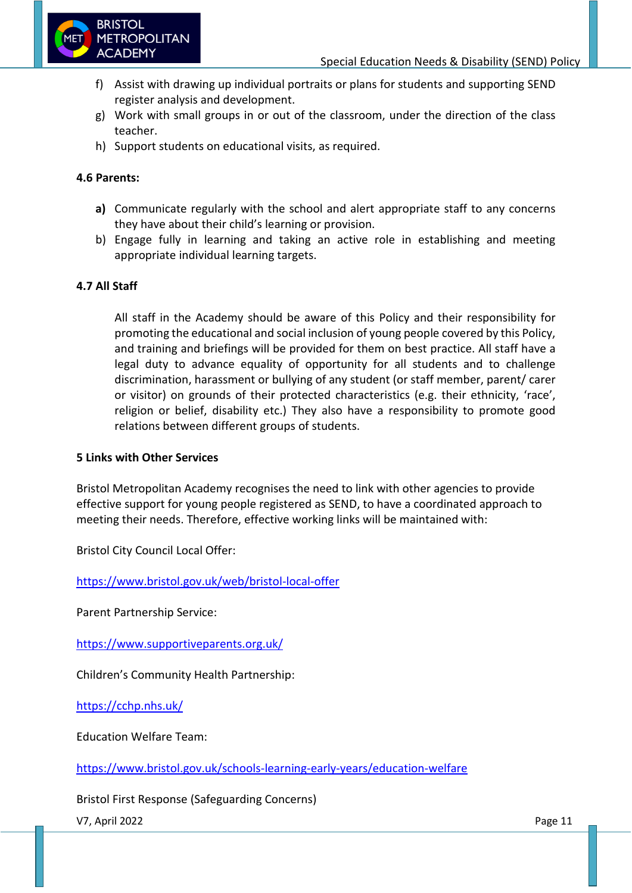f) Assist with drawing up individual portraits or plans for students and supporting SEND register analysis and development.
g) Work with small groups in or out of the classroom, under the direction of the class teacher.
h) Support students on educational visits, as required.

**4.6 Parents:**

**a)** Communicate regularly with the school and alert appropriate staff to any concerns they have about their child's learning or provision.
b) Engage fully in learning and taking an active role in establishing and meeting appropriate individual learning targets.

**4.7 All Staff**

All staff in the Academy should be aware of this Policy and their responsibility for promoting the educational and social inclusion of young people covered by this Policy, and training and briefings will be provided for them on best practice. All staff have a legal duty to advance equality of opportunity for all students and to challenge discrimination, harassment or bullying of any student (or staff member, parent/ carer or visitor) on grounds of their protected characteristics (e.g. their ethnicity, 'race', religion or belief, disability etc.) They also have a responsibility to promote good relations between different groups of students.

**5 Links with Other Services**

Bristol Metropolitan Academy recognises the need to link with other agencies to provide effective support for young people registered as SEND, to have a coordinated approach to meeting their needs. Therefore, effective working links will be maintained with:

Bristol City Council Local Offer:

https://www.bristol.gov.uk/web/bristol-local-offer

Parent Partnership Service:

https://www.supportiveparents.org.uk/

Children's Community Health Partnership:

https://cchp.nhs.uk/

Education Welfare Team:

https://www.bristol.gov.uk/schools-learning-early-years/education-welfare

Bristol First Response (Safeguarding Concerns)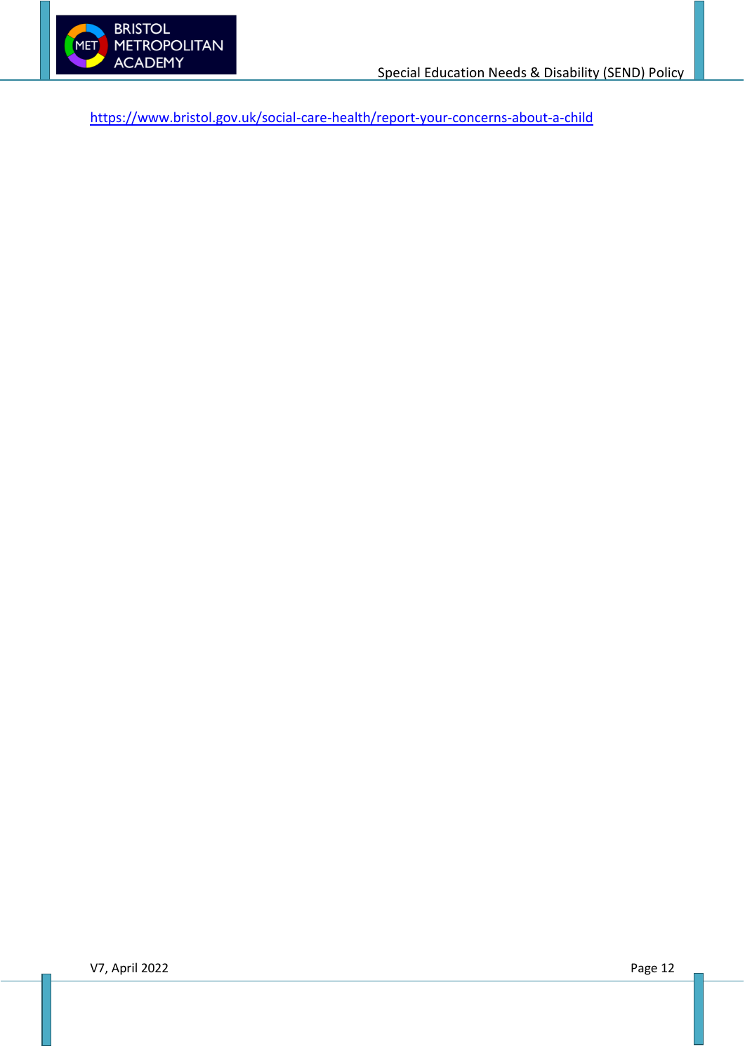https://www.bristol.gov.uk/social-care-health/report-your-concerns-about-a-child